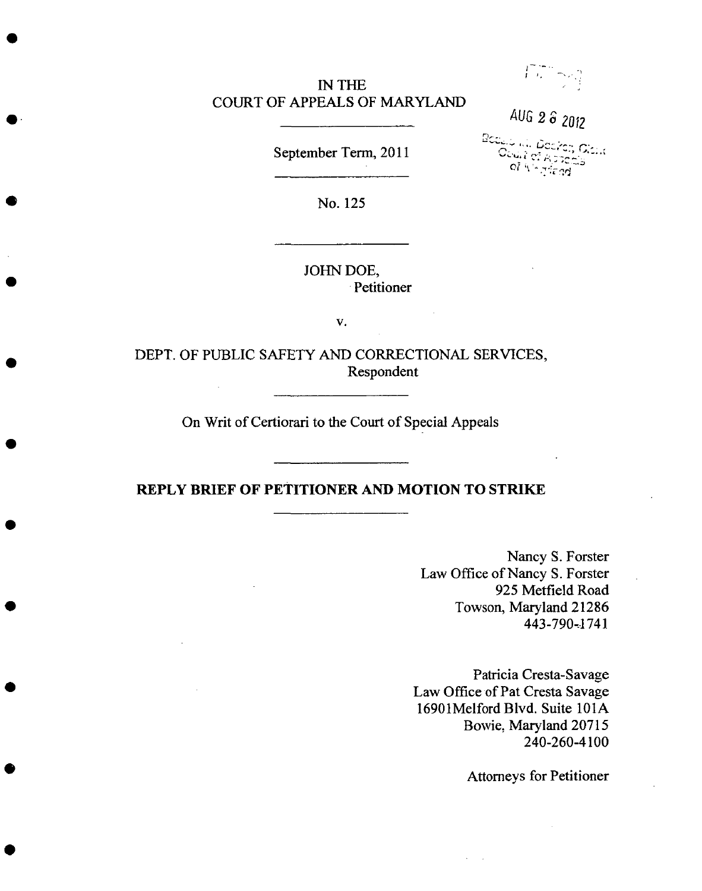IN THE
COURT OF APPEALS OF MARYLAND

AUG 2 6 2012

Bessie M. Decker, Clerk
Court of Appeals
of Maryland

September Term, 2011

No. 125

JOHN DOE,
Petitioner

v.

DEPT. OF PUBLIC SAFETY AND CORRECTIONAL SERVICES,
Respondent

On Writ of Certiorari to the Court of Special Appeals

**REPLY BRIEF OF PETITIONER AND MOTION TO STRIKE**

Nancy S. Forster
Law Office of Nancy S. Forster
925 Metfield Road
Towson, Maryland 21286
443-790-1741

Patricia Cresta-Savage
Law Office of Pat Cresta Savage
16901Melford Blvd. Suite 101A
Bowie, Maryland 20715
240-260-4100

Attorneys for Petitioner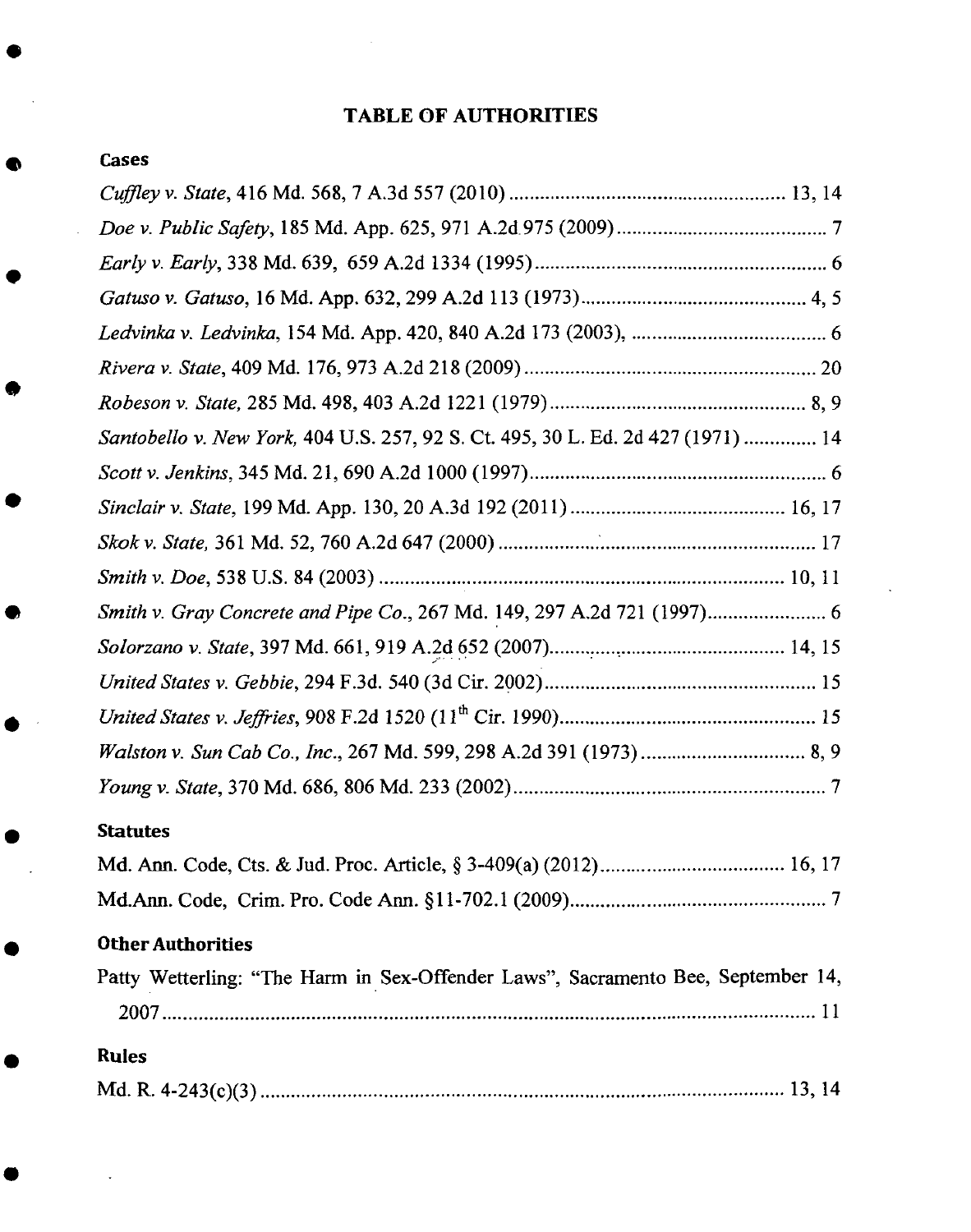# TABLE OF AUTHORITIES

## Cases

*Cuffley v. State*, 416 Md. 568, 7 A.3d 557 (2010) ........................................................ 13, 14

*Doe v. Public Safety*, 185 Md. App. 625, 971 A.2d 975 (2009) .......................................... 7

*Early v. Early*, 338 Md. 639, 659 A.2d 1334 (1995) ........................................................... 6

*Gatuso v. Gatuso*, 16 Md. App. 632, 299 A.2d 113 (1973) ............................................. 4, 5

*Ledvinka v. Ledvinka*, 154 Md. App. 420, 840 A.2d 173 (2003), ....................................... 6

*Rivera v. State*, 409 Md. 176, 973 A.2d 218 (2009) ........................................................... 20

*Robeson v. State*, 285 Md. 498, 403 A.2d 1221 (1979) ................................................... 8, 9

*Santobello v. New York*, 404 U.S. 257, 92 S. Ct. 495, 30 L. Ed. 2d 427 (1971) ............. 14

*Scott v. Jenkins*, 345 Md. 21, 690 A.2d 1000 (1997) ........................................................... 6

*Sinclair v. State*, 199 Md. App. 130, 20 A.3d 192 (2011) .......................................... 16, 17

*Skok v. State*, 361 Md. 52, 760 A.2d 647 (2000) ............................................................... 17

*Smith v. Doe*, 538 U.S. 84 (2003) .................................................................................. 10, 11

*Smith v. Gray Concrete and Pipe Co.*, 267 Md. 149, 297 A.2d 721 (1997) ........................ 6

*Solorzano v. State*, 397 Md. 661, 919 A.2d 652 (2007) ............................................... 14, 15

*United States v. Gebbie*, 294 F.3d. 540 (3d Cir. 2002) ....................................................... 15

*United States v. Jeffries*, 908 F.2d 1520 (11th Cir. 1990) .................................................. 15

*Walston v. Sun Cab Co., Inc.*, 267 Md. 599, 298 A.2d 391 (1973) ................................ 8, 9

*Young v. State*, 370 Md. 686, 806 Md. 233 (2002) ............................................................... 7

## Statutes

Md. Ann. Code, Cts. & Jud. Proc. Article, § 3-409(a) (2012) .................................... 16, 17

Md.Ann. Code, Crim. Pro. Code Ann. §11-702.1 (2009) .................................................. 7

## Other Authorities

Patty Wetterling: "The Harm in Sex-Offender Laws", Sacramento Bee, September 14, 2007 ................................................................................................................................ 11

## Rules

Md. R. 4-243(c)(3) ........................................................................................................ 13, 14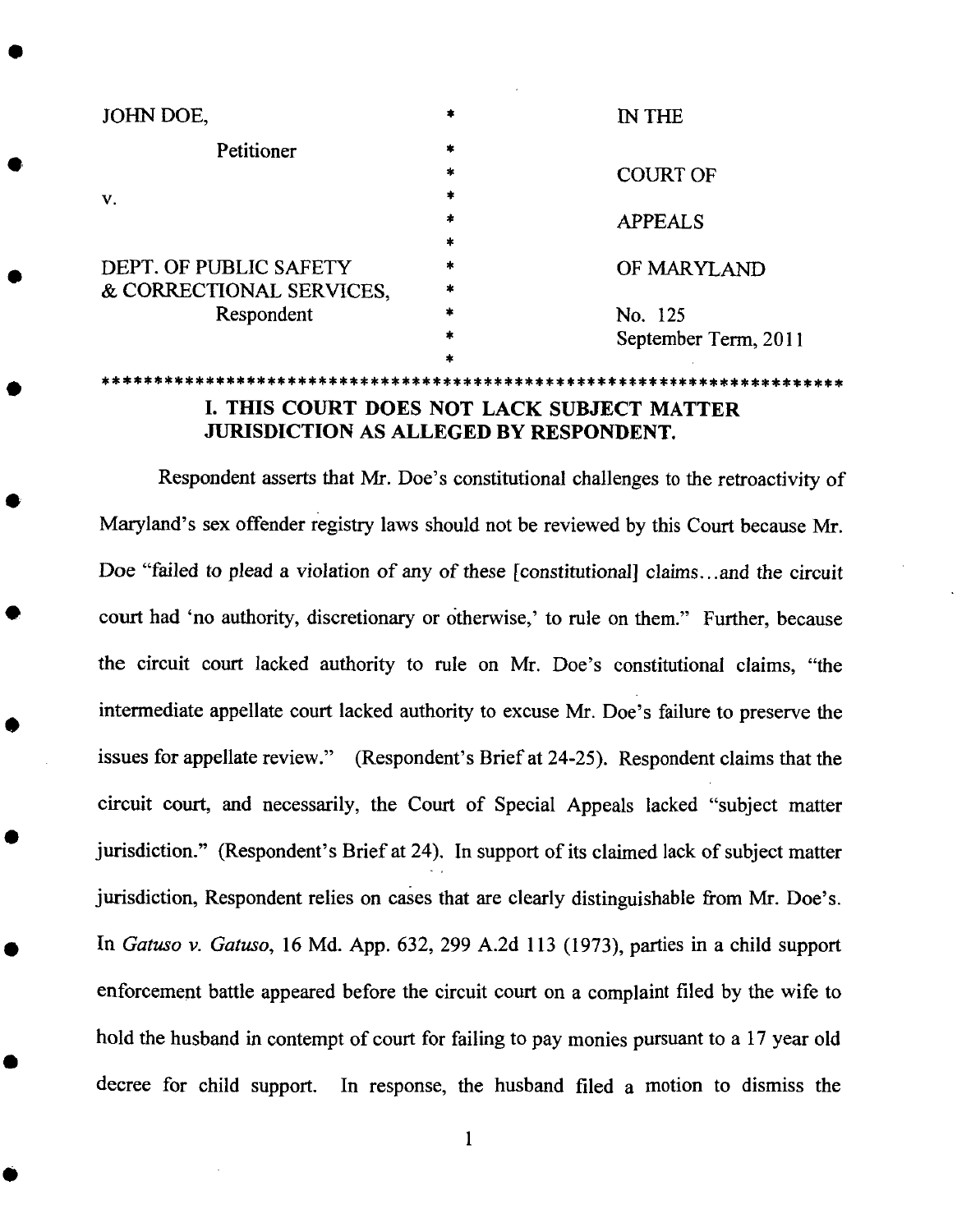| JOHN DOE, | * | IN THE |
|---|---|---|
| Petitioner | * | |
| | * | COURT OF |
| v. | * | |
| | * | APPEALS |
| | * | |
| DEPT. OF PUBLIC SAFETY | * | OF MARYLAND |
| & CORRECTIONAL SERVICES, | * | |
| Respondent | * | No. 125 |
| | * | September Term, 2011 |
| | * | |

***********************************************************************

## I. THIS COURT DOES NOT LACK SUBJECT MATTER JURISDICTION AS ALLEGED BY RESPONDENT.

Respondent asserts that Mr. Doe's constitutional challenges to the retroactivity of Maryland's sex offender registry laws should not be reviewed by this Court because Mr. Doe "failed to plead a violation of any of these [constitutional] claims...and the circuit court had 'no authority, discretionary or otherwise,' to rule on them." Further, because the circuit court lacked authority to rule on Mr. Doe's constitutional claims, "the intermediate appellate court lacked authority to excuse Mr. Doe's failure to preserve the issues for appellate review." (Respondent's Brief at 24-25). Respondent claims that the circuit court, and necessarily, the Court of Special Appeals lacked "subject matter jurisdiction." (Respondent's Brief at 24). In support of its claimed lack of subject matter jurisdiction, Respondent relies on cases that are clearly distinguishable from Mr. Doe's. In *Gatuso v. Gatuso*, 16 Md. App. 632, 299 A.2d 113 (1973), parties in a child support enforcement battle appeared before the circuit court on a complaint filed by the wife to hold the husband in contempt of court for failing to pay monies pursuant to a 17 year old decree for child support. In response, the husband filed a motion to dismiss the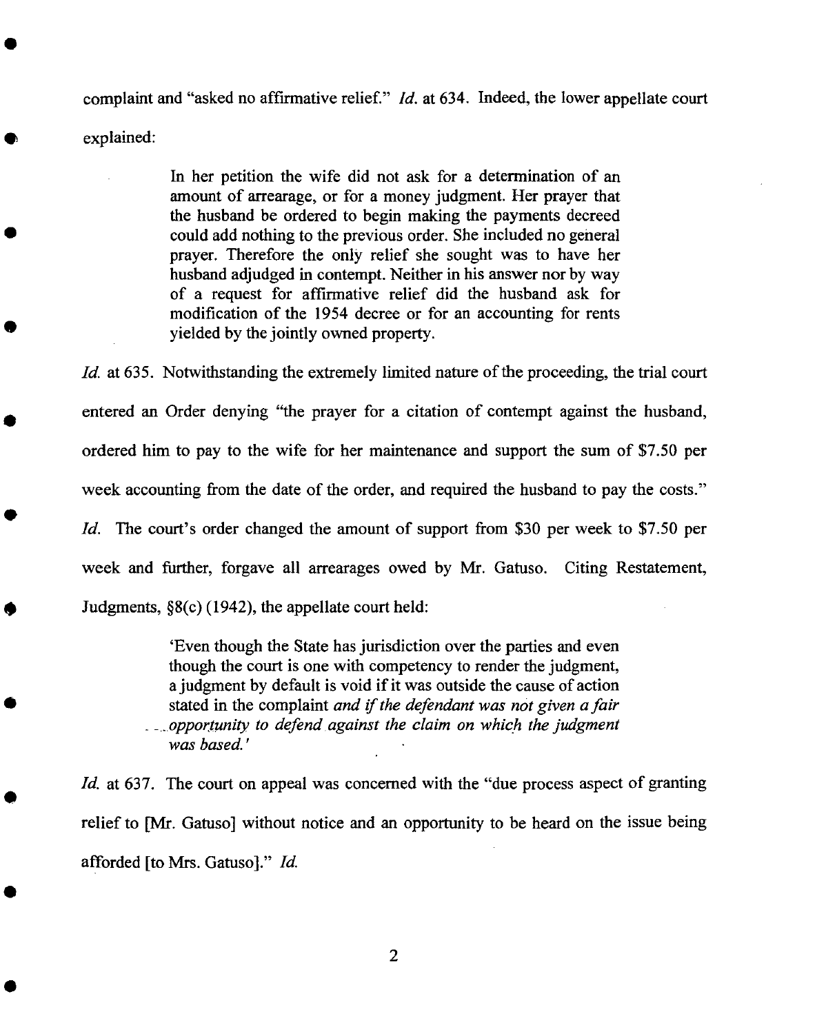complaint and "asked no affirmative relief." *Id.* at 634. Indeed, the lower appellate court explained:

> In her petition the wife did not ask for a determination of an amount of arrearage, or for a money judgment. Her prayer that the husband be ordered to begin making the payments decreed could add nothing to the previous order. She included no general prayer. Therefore the only relief she sought was to have her husband adjudged in contempt. Neither in his answer nor by way of a request for affirmative relief did the husband ask for modification of the 1954 decree or for an accounting for rents yielded by the jointly owned property.

*Id.* at 635. Notwithstanding the extremely limited nature of the proceeding, the trial court entered an Order denying "the prayer for a citation of contempt against the husband, ordered him to pay to the wife for her maintenance and support the sum of $7.50 per week accounting from the date of the order, and required the husband to pay the costs." *Id.* The court's order changed the amount of support from $30 per week to $7.50 per week and further, forgave all arrearages owed by Mr. Gatuso. Citing Restatement, Judgments, §8(c) (1942), the appellate court held:

> 'Even though the State has jurisdiction over the parties and even though the court is one with competency to render the judgment, a judgment by default is void if it was outside the cause of action stated in the complaint *and if the defendant was not given a fair opportunity to defend against the claim on which the judgment was based.*'

*Id.* at 637. The court on appeal was concerned with the "due process aspect of granting relief to [Mr. Gatuso] without notice and an opportunity to be heard on the issue being afforded [to Mrs. Gatuso]." *Id.*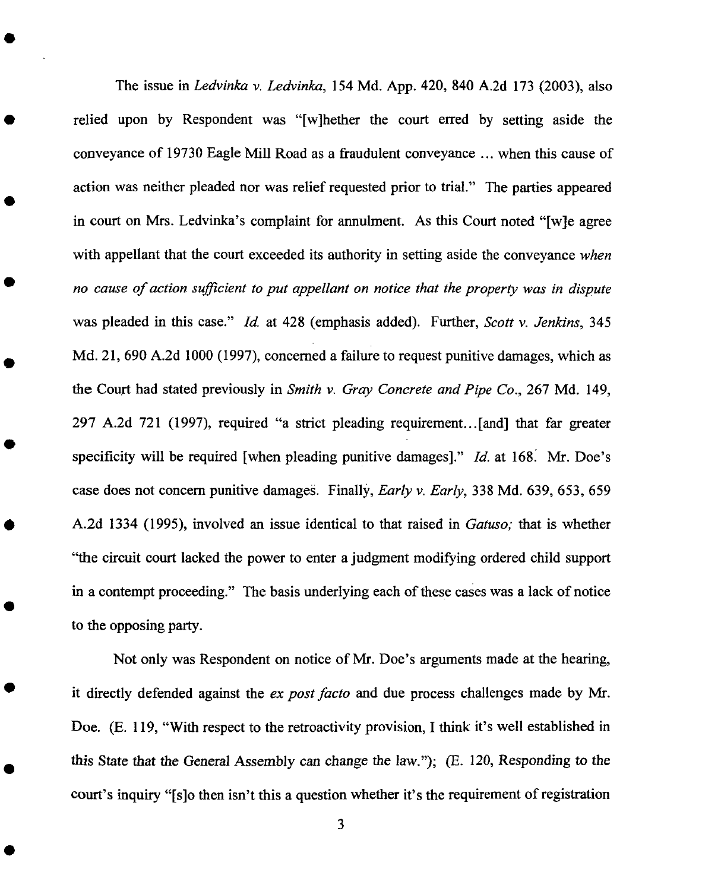The issue in *Ledvinka v. Ledvinka*, 154 Md. App. 420, 840 A.2d 173 (2003), also relied upon by Respondent was "[w]hether the court erred by setting aside the conveyance of 19730 Eagle Mill Road as a fraudulent conveyance ... when this cause of action was neither pleaded nor was relief requested prior to trial." The parties appeared in court on Mrs. Ledvinka's complaint for annulment. As this Court noted "[w]e agree with appellant that the court exceeded its authority in setting aside the conveyance *when no cause of action sufficient to put appellant on notice that the property was in dispute* was pleaded in this case." *Id.* at 428 (emphasis added). Further, *Scott v. Jenkins*, 345 Md. 21, 690 A.2d 1000 (1997), concerned a failure to request punitive damages, which as the Court had stated previously in *Smith v. Gray Concrete and Pipe Co.*, 267 Md. 149, 297 A.2d 721 (1997), required "a strict pleading requirement...[and] that far greater specificity will be required [when pleading punitive damages]." *Id.* at 168. Mr. Doe's case does not concern punitive damages. Finally, *Early v. Early*, 338 Md. 639, 653, 659 A.2d 1334 (1995), involved an issue identical to that raised in *Gatuso;* that is whether "the circuit court lacked the power to enter a judgment modifying ordered child support in a contempt proceeding." The basis underlying each of these cases was a lack of notice to the opposing party.

Not only was Respondent on notice of Mr. Doe's arguments made at the hearing, it directly defended against the *ex post facto* and due process challenges made by Mr. Doe. (E. 119, "With respect to the retroactivity provision, I think it's well established in this State that the General Assembly can change the law."); (E. 120, Responding to the court's inquiry "[s]o then isn't this a question whether it's the requirement of registration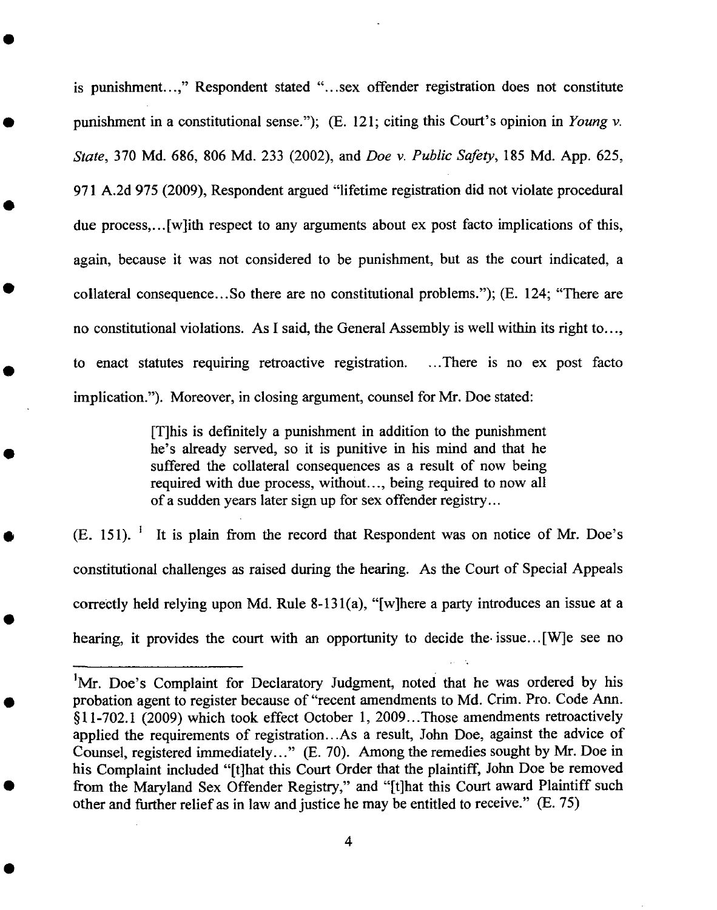is punishment...," Respondent stated "...sex offender registration does not constitute punishment in a constitutional sense."); (E. 121; citing this Court's opinion in *Young v. State*, 370 Md. 686, 806 Md. 233 (2002), and *Doe v. Public Safety*, 185 Md. App. 625, 971 A.2d 975 (2009), Respondent argued "lifetime registration did not violate procedural due process,...[w]ith respect to any arguments about ex post facto implications of this, again, because it was not considered to be punishment, but as the court indicated, a collateral consequence...So there are no constitutional problems."); (E. 124; "There are no constitutional violations. As I said, the General Assembly is well within its right to..., to enact statutes requiring retroactive registration. ...There is no ex post facto implication."). Moreover, in closing argument, counsel for Mr. Doe stated:

> [T]his is definitely a punishment in addition to the punishment he's already served, so it is punitive in his mind and that he suffered the collateral consequences as a result of now being required with due process, without..., being required to now all of a sudden years later sign up for sex offender registry...

(E. 151). [1] It is plain from the record that Respondent was on notice of Mr. Doe's constitutional challenges as raised during the hearing. As the Court of Special Appeals correctly held relying upon Md. Rule 8-131(a), "[w]here a party introduces an issue at a hearing, it provides the court with an opportunity to decide the issue...[W]e see no

---

[1]Mr. Doe's Complaint for Declaratory Judgment, noted that he was ordered by his probation agent to register because of "recent amendments to Md. Crim. Pro. Code Ann. §11-702.1 (2009) which took effect October 1, 2009...Those amendments retroactively applied the requirements of registration...As a result, John Doe, against the advice of Counsel, registered immediately..." (E. 70). Among the remedies sought by Mr. Doe in his Complaint included "[t]hat this Court Order that the plaintiff, John Doe be removed from the Maryland Sex Offender Registry," and "[t]hat this Court award Plaintiff such other and further relief as in law and justice he may be entitled to receive." (E. 75)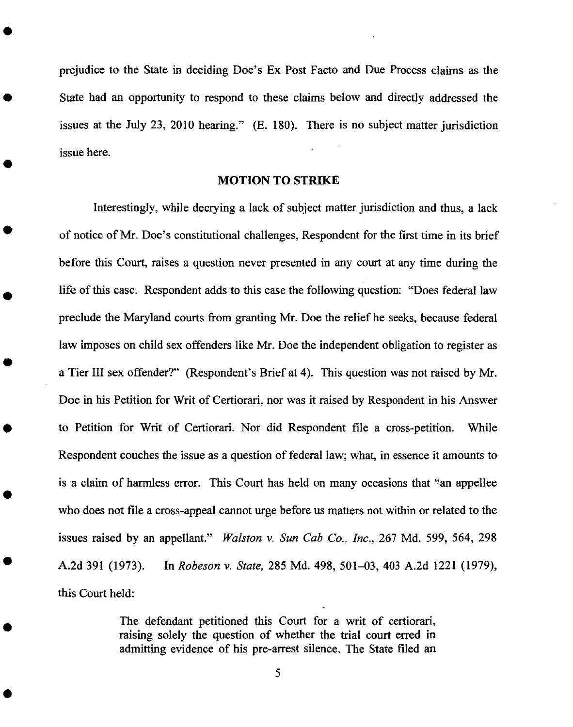prejudice to the State in deciding Doe's Ex Post Facto and Due Process claims as the State had an opportunity to respond to these claims below and directly addressed the issues at the July 23, 2010 hearing." (E. 180). There is no subject matter jurisdiction issue here.

## MOTION TO STRIKE

Interestingly, while decrying a lack of subject matter jurisdiction and thus, a lack of notice of Mr. Doe's constitutional challenges, Respondent for the first time in its brief before this Court, raises a question never presented in any court at any time during the life of this case. Respondent adds to this case the following question: "Does federal law preclude the Maryland courts from granting Mr. Doe the relief he seeks, because federal law imposes on child sex offenders like Mr. Doe the independent obligation to register as a Tier III sex offender?" (Respondent's Brief at 4). This question was not raised by Mr. Doe in his Petition for Writ of Certiorari, nor was it raised by Respondent in his Answer to Petition for Writ of Certiorari. Nor did Respondent file a cross-petition. While Respondent couches the issue as a question of federal law; what, in essence it amounts to is a claim of harmless error. This Court has held on many occasions that "an appellee who does not file a cross-appeal cannot urge before us matters not within or related to the issues raised by an appellant." *Walston v. Sun Cab Co., Inc.*, 267 Md. 599, 564, 298 A.2d 391 (1973). In *Robeson v. State,* 285 Md. 498, 501–03, 403 A.2d 1221 (1979), this Court held:

> The defendant petitioned this Court for a writ of certiorari, raising solely the question of whether the trial court erred in admitting evidence of his pre-arrest silence. The State filed an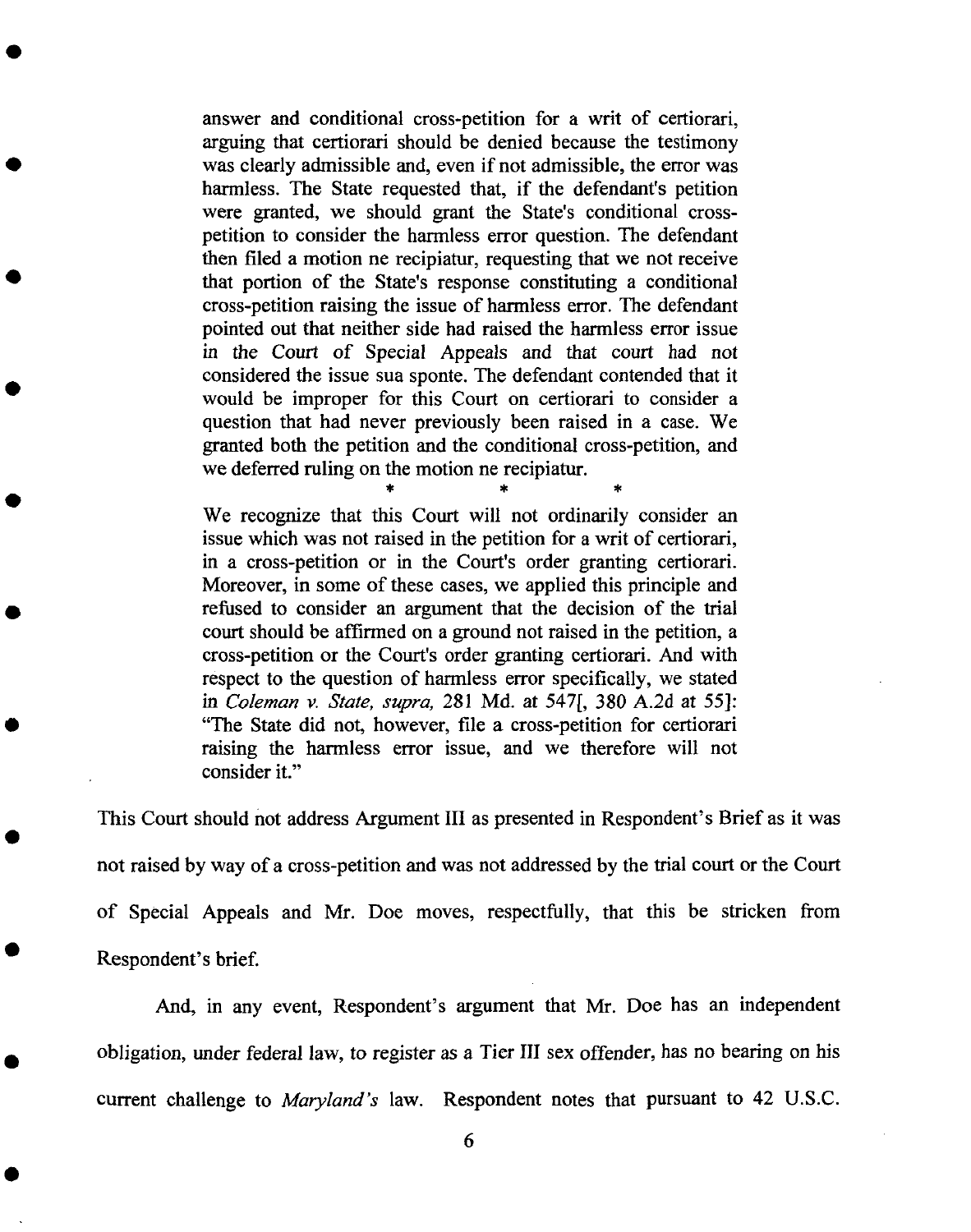> answer and conditional cross-petition for a writ of certiorari, arguing that certiorari should be denied because the testimony was clearly admissible and, even if not admissible, the error was harmless. The State requested that, if the defendant's petition were granted, we should grant the State's conditional cross-petition to consider the harmless error question. The defendant then filed a motion ne recipiatur, requesting that we not receive that portion of the State's response constituting a conditional cross-petition raising the issue of harmless error. The defendant pointed out that neither side had raised the harmless error issue in the Court of Special Appeals and that court had not considered the issue sua sponte. The defendant contended that it would be improper for this Court on certiorari to consider a question that had never previously been raised in a case. We granted both the petition and the conditional cross-petition, and we deferred ruling on the motion ne recipiatur.
>
> \* \* \*
>
> We recognize that this Court will not ordinarily consider an issue which was not raised in the petition for a writ of certiorari, in a cross-petition or in the Court's order granting certiorari. Moreover, in some of these cases, we applied this principle and refused to consider an argument that the decision of the trial court should be affirmed on a ground not raised in the petition, a cross-petition or the Court's order granting certiorari. And with respect to the question of harmless error specifically, we stated in *Coleman v. State, supra,* 281 Md. at 547[, 380 A.2d at 55]: "The State did not, however, file a cross-petition for certiorari raising the harmless error issue, and we therefore will not consider it."

This Court should not address Argument III as presented in Respondent's Brief as it was not raised by way of a cross-petition and was not addressed by the trial court or the Court of Special Appeals and Mr. Doe moves, respectfully, that this be stricken from Respondent's brief.

And, in any event, Respondent's argument that Mr. Doe has an independent obligation, under federal law, to register as a Tier III sex offender, has no bearing on his current challenge to *Maryland's* law. Respondent notes that pursuant to 42 U.S.C.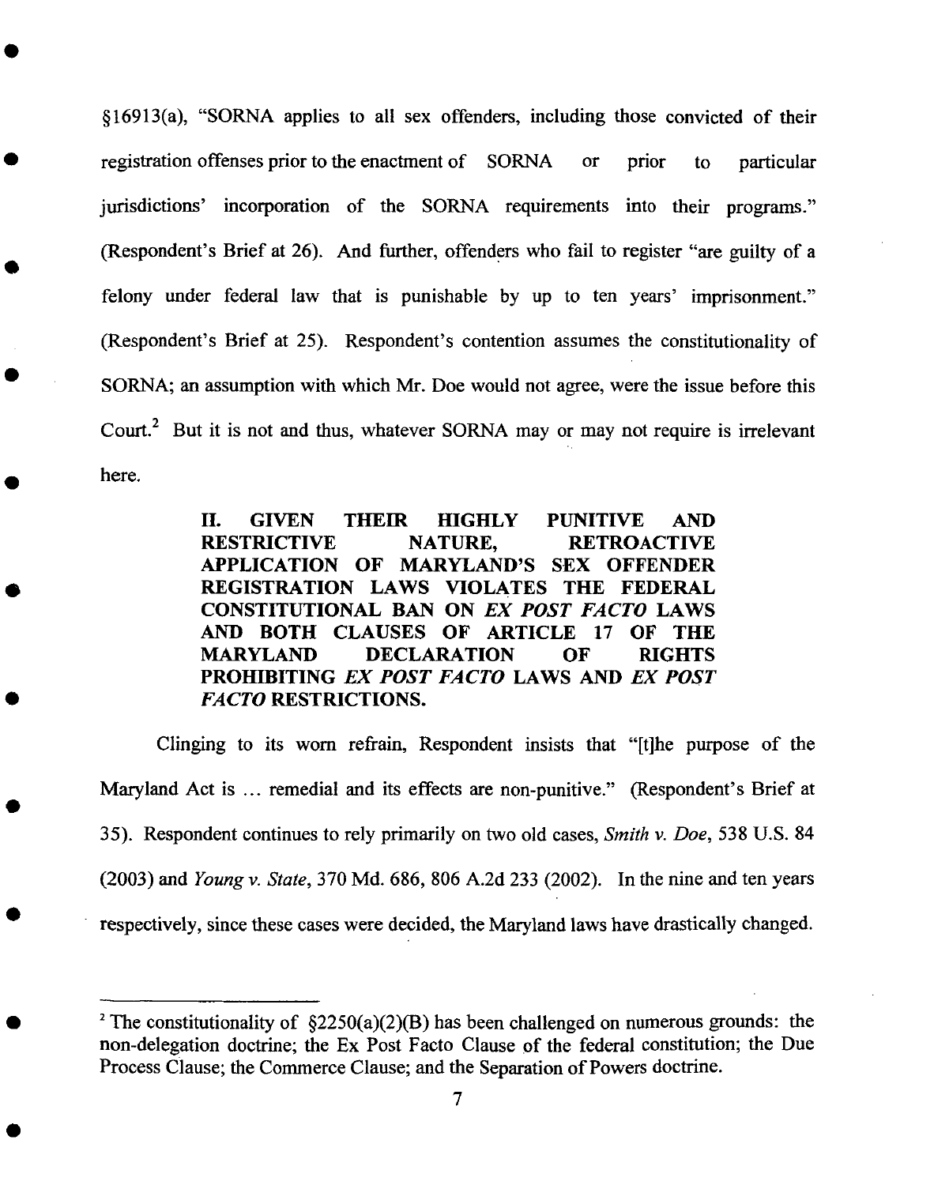§16913(a), "SORNA applies to all sex offenders, including those convicted of their registration offenses prior to the enactment of SORNA or prior to particular jurisdictions' incorporation of the SORNA requirements into their programs." (Respondent's Brief at 26). And further, offenders who fail to register "are guilty of a felony under federal law that is punishable by up to ten years' imprisonment." (Respondent's Brief at 25). Respondent's contention assumes the constitutionality of SORNA; an assumption with which Mr. Doe would not agree, were the issue before this Court.[2] But it is not and thus, whatever SORNA may or may not require is irrelevant here.

## II. GIVEN THEIR HIGHLY PUNITIVE AND RESTRICTIVE NATURE, RETROACTIVE APPLICATION OF MARYLAND'S SEX OFFENDER REGISTRATION LAWS VIOLATES THE FEDERAL CONSTITUTIONAL BAN ON *EX POST FACTO* LAWS AND BOTH CLAUSES OF ARTICLE 17 OF THE MARYLAND DECLARATION OF RIGHTS PROHIBITING *EX POST FACTO* LAWS AND *EX POST FACTO* RESTRICTIONS.

Clinging to its worn refrain, Respondent insists that "[t]he purpose of the Maryland Act is … remedial and its effects are non-punitive." (Respondent's Brief at 35). Respondent continues to rely primarily on two old cases, *Smith v. Doe*, 538 U.S. 84 (2003) and *Young v. State*, 370 Md. 686, 806 A.2d 233 (2002). In the nine and ten years respectively, since these cases were decided, the Maryland laws have drastically changed.

---

[2] The constitutionality of §2250(a)(2)(B) has been challenged on numerous grounds: the non-delegation doctrine; the Ex Post Facto Clause of the federal constitution; the Due Process Clause; the Commerce Clause; and the Separation of Powers doctrine.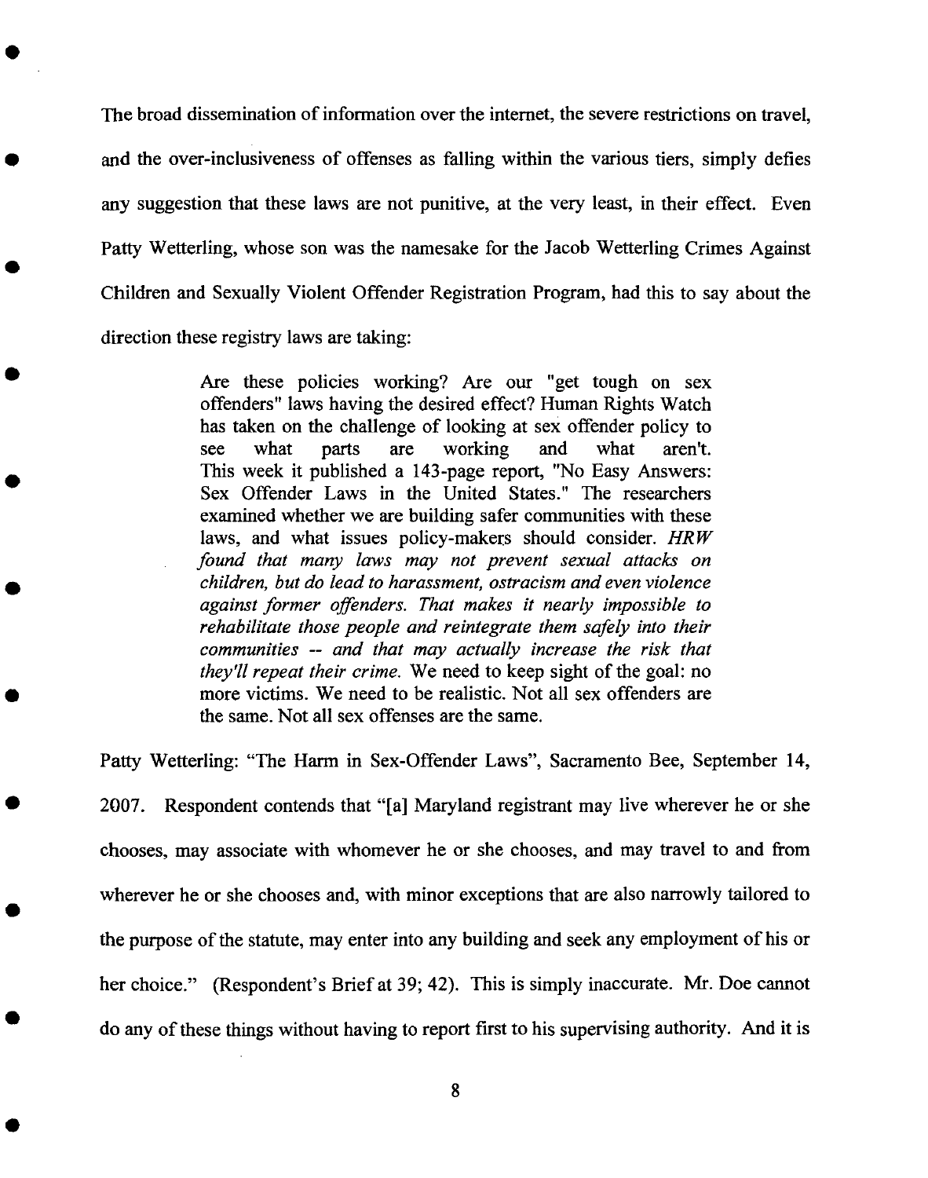The broad dissemination of information over the internet, the severe restrictions on travel, and the over-inclusiveness of offenses as falling within the various tiers, simply defies any suggestion that these laws are not punitive, at the very least, in their effect. Even Patty Wetterling, whose son was the namesake for the Jacob Wetterling Crimes Against Children and Sexually Violent Offender Registration Program, had this to say about the direction these registry laws are taking:

> Are these policies working? Are our "get tough on sex offenders" laws having the desired effect? Human Rights Watch has taken on the challenge of looking at sex offender policy to see what parts are working and what aren't. This week it published a 143-page report, "No Easy Answers: Sex Offender Laws in the United States." The researchers examined whether we are building safer communities with these laws, and what issues policy-makers should consider. *HRW found that many laws may not prevent sexual attacks on children, but do lead to harassment, ostracism and even violence against former offenders. That makes it nearly impossible to rehabilitate those people and reintegrate them safely into their communities -- and that may actually increase the risk that they'll repeat their crime.* We need to keep sight of the goal: no more victims. We need to be realistic. Not all sex offenders are the same. Not all sex offenses are the same.

Patty Wetterling: "The Harm in Sex-Offender Laws", Sacramento Bee, September 14, 2007. Respondent contends that "[a] Maryland registrant may live wherever he or she chooses, may associate with whomever he or she chooses, and may travel to and from wherever he or she chooses and, with minor exceptions that are also narrowly tailored to the purpose of the statute, may enter into any building and seek any employment of his or her choice." (Respondent's Brief at 39; 42). This is simply inaccurate. Mr. Doe cannot do any of these things without having to report first to his supervising authority. And it is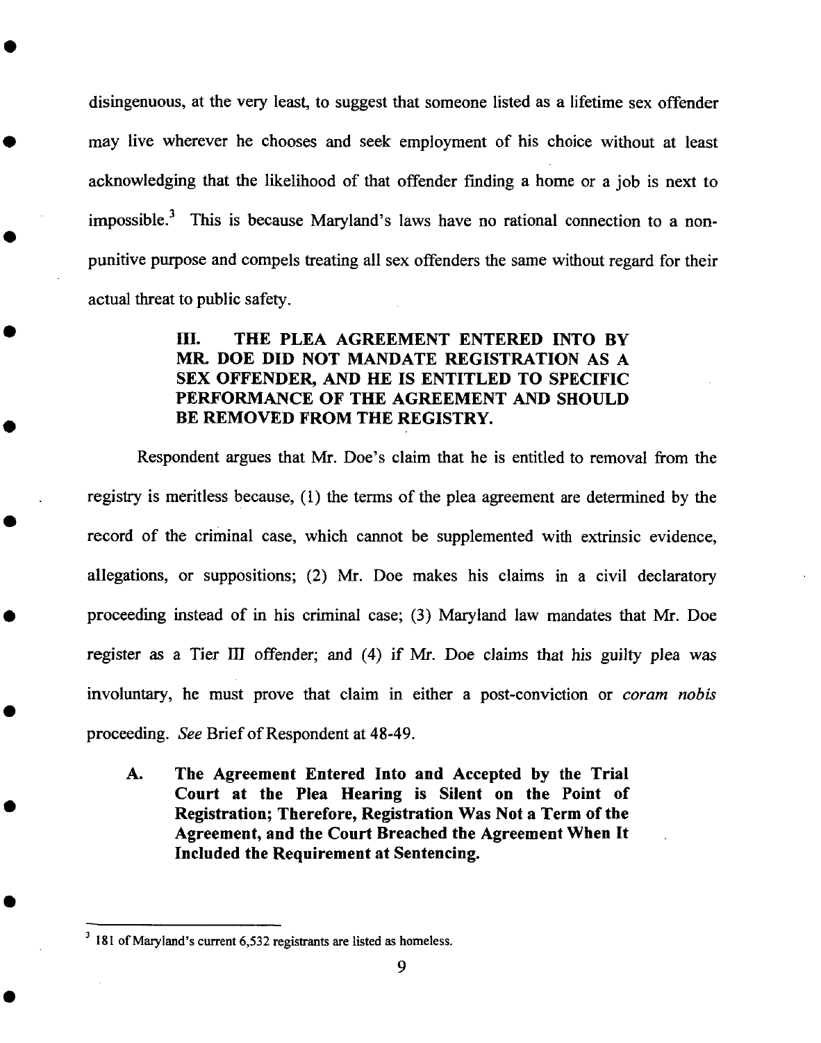disingenuous, at the very least, to suggest that someone listed as a lifetime sex offender may live wherever he chooses and seek employment of his choice without at least acknowledging that the likelihood of that offender finding a home or a job is next to impossible.[3] This is because Maryland's laws have no rational connection to a non-punitive purpose and compels treating all sex offenders the same without regard for their actual threat to public safety.

## III. THE PLEA AGREEMENT ENTERED INTO BY MR. DOE DID NOT MANDATE REGISTRATION AS A SEX OFFENDER, AND HE IS ENTITLED TO SPECIFIC PERFORMANCE OF THE AGREEMENT AND SHOULD BE REMOVED FROM THE REGISTRY.

Respondent argues that Mr. Doe's claim that he is entitled to removal from the registry is meritless because, (1) the terms of the plea agreement are determined by the record of the criminal case, which cannot be supplemented with extrinsic evidence, allegations, or suppositions; (2) Mr. Doe makes his claims in a civil declaratory proceeding instead of in his criminal case; (3) Maryland law mandates that Mr. Doe register as a Tier III offender; and (4) if Mr. Doe claims that his guilty plea was involuntary, he must prove that claim in either a post-conviction or *coram nobis* proceeding. *See* Brief of Respondent at 48-49.

### A. The Agreement Entered Into and Accepted by the Trial Court at the Plea Hearing is Silent on the Point of Registration; Therefore, Registration Was Not a Term of the Agreement, and the Court Breached the Agreement When It Included the Requirement at Sentencing.

---

[3] 181 of Maryland's current 6,532 registrants are listed as homeless.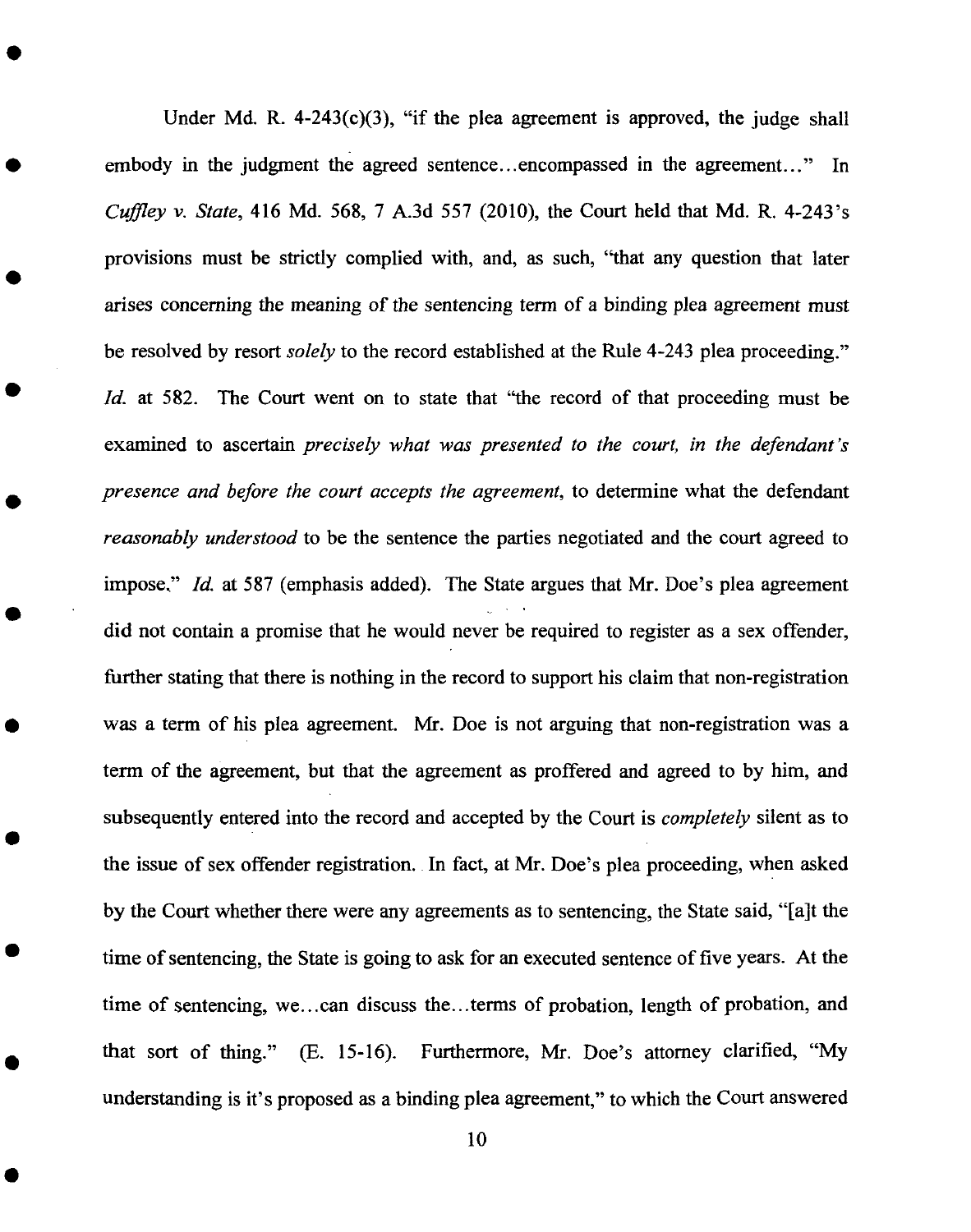Under Md. R. 4-243(c)(3), "if the plea agreement is approved, the judge shall embody in the judgment the agreed sentence...encompassed in the agreement..." In *Cuffley v. State*, 416 Md. 568, 7 A.3d 557 (2010), the Court held that Md. R. 4-243's provisions must be strictly complied with, and, as such, "that any question that later arises concerning the meaning of the sentencing term of a binding plea agreement must be resolved by resort *solely* to the record established at the Rule 4-243 plea proceeding." *Id.* at 582. The Court went on to state that "the record of that proceeding must be examined to ascertain *precisely what was presented to the court, in the defendant's presence and before the court accepts the agreement*, to determine what the defendant *reasonably understood* to be the sentence the parties negotiated and the court agreed to impose." *Id.* at 587 (emphasis added). The State argues that Mr. Doe's plea agreement did not contain a promise that he would never be required to register as a sex offender, further stating that there is nothing in the record to support his claim that non-registration was a term of his plea agreement. Mr. Doe is not arguing that non-registration was a term of the agreement, but that the agreement as proffered and agreed to by him, and subsequently entered into the record and accepted by the Court is *completely* silent as to the issue of sex offender registration. In fact, at Mr. Doe's plea proceeding, when asked by the Court whether there were any agreements as to sentencing, the State said, "[a]t the time of sentencing, the State is going to ask for an executed sentence of five years. At the time of sentencing, we...can discuss the...terms of probation, length of probation, and that sort of thing." (E. 15-16). Furthermore, Mr. Doe's attorney clarified, "My understanding is it's proposed as a binding plea agreement," to which the Court answered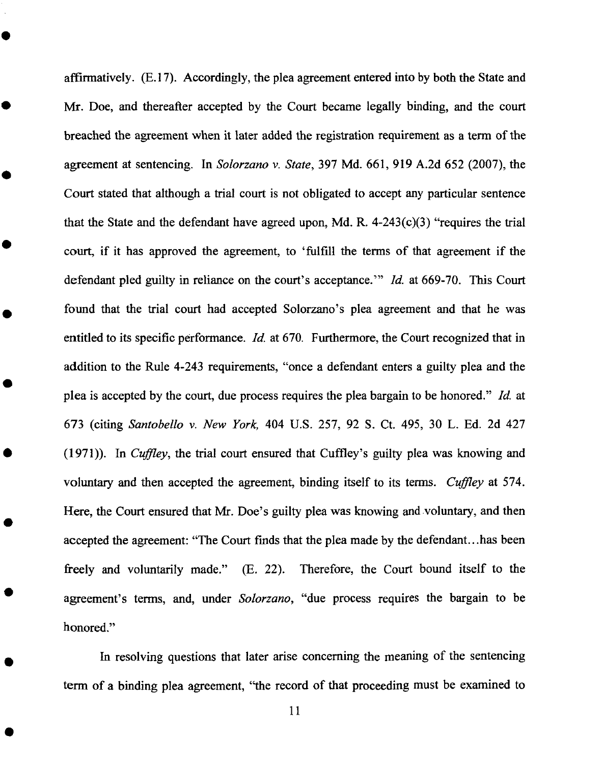affirmatively. (E.17). Accordingly, the plea agreement entered into by both the State and Mr. Doe, and thereafter accepted by the Court became legally binding, and the court breached the agreement when it later added the registration requirement as a term of the agreement at sentencing. In *Solorzano v. State*, 397 Md. 661, 919 A.2d 652 (2007), the Court stated that although a trial court is not obligated to accept any particular sentence that the State and the defendant have agreed upon, Md. R. 4-243(c)(3) "requires the trial court, if it has approved the agreement, to 'fulfill the terms of that agreement if the defendant pled guilty in reliance on the court's acceptance.'" *Id.* at 669-70. This Court found that the trial court had accepted Solorzano's plea agreement and that he was entitled to its specific performance. *Id.* at 670. Furthermore, the Court recognized that in addition to the Rule 4-243 requirements, "once a defendant enters a guilty plea and the plea is accepted by the court, due process requires the plea bargain to be honored." *Id.* at 673 (citing *Santobello v. New York*, 404 U.S. 257, 92 S. Ct. 495, 30 L. Ed. 2d 427 (1971)). In *Cuffley*, the trial court ensured that Cuffley's guilty plea was knowing and voluntary and then accepted the agreement, binding itself to its terms. *Cuffley* at 574. Here, the Court ensured that Mr. Doe's guilty plea was knowing and voluntary, and then accepted the agreement: "The Court finds that the plea made by the defendant...has been freely and voluntarily made." (E. 22). Therefore, the Court bound itself to the agreement's terms, and, under *Solorzano*, "due process requires the bargain to be honored."

In resolving questions that later arise concerning the meaning of the sentencing term of a binding plea agreement, "the record of that proceeding must be examined to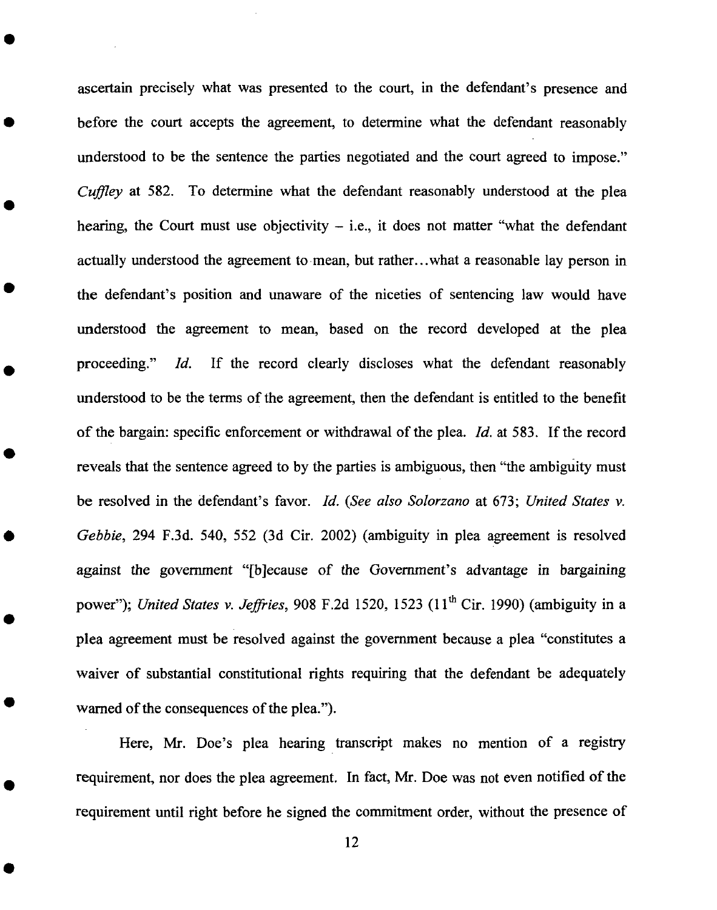ascertain precisely what was presented to the court, in the defendant's presence and before the court accepts the agreement, to determine what the defendant reasonably understood to be the sentence the parties negotiated and the court agreed to impose." *Cuffley* at 582. To determine what the defendant reasonably understood at the plea hearing, the Court must use objectivity – i.e., it does not matter "what the defendant actually understood the agreement to mean, but rather...what a reasonable lay person in the defendant's position and unaware of the niceties of sentencing law would have understood the agreement to mean, based on the record developed at the plea proceeding." *Id.* If the record clearly discloses what the defendant reasonably understood to be the terms of the agreement, then the defendant is entitled to the benefit of the bargain: specific enforcement or withdrawal of the plea. *Id.* at 583. If the record reveals that the sentence agreed to by the parties is ambiguous, then "the ambiguity must be resolved in the defendant's favor. *Id.* (*See also Solorzano* at 673; *United States v. Gebbie*, 294 F.3d. 540, 552 (3d Cir. 2002) (ambiguity in plea agreement is resolved against the government "[b]ecause of the Government's advantage in bargaining power"); *United States v. Jeffries*, 908 F.2d 1520, 1523 (11th Cir. 1990) (ambiguity in a plea agreement must be resolved against the government because a plea "constitutes a waiver of substantial constitutional rights requiring that the defendant be adequately warned of the consequences of the plea.").

Here, Mr. Doe's plea hearing transcript makes no mention of a registry requirement, nor does the plea agreement. In fact, Mr. Doe was not even notified of the requirement until right before he signed the commitment order, without the presence of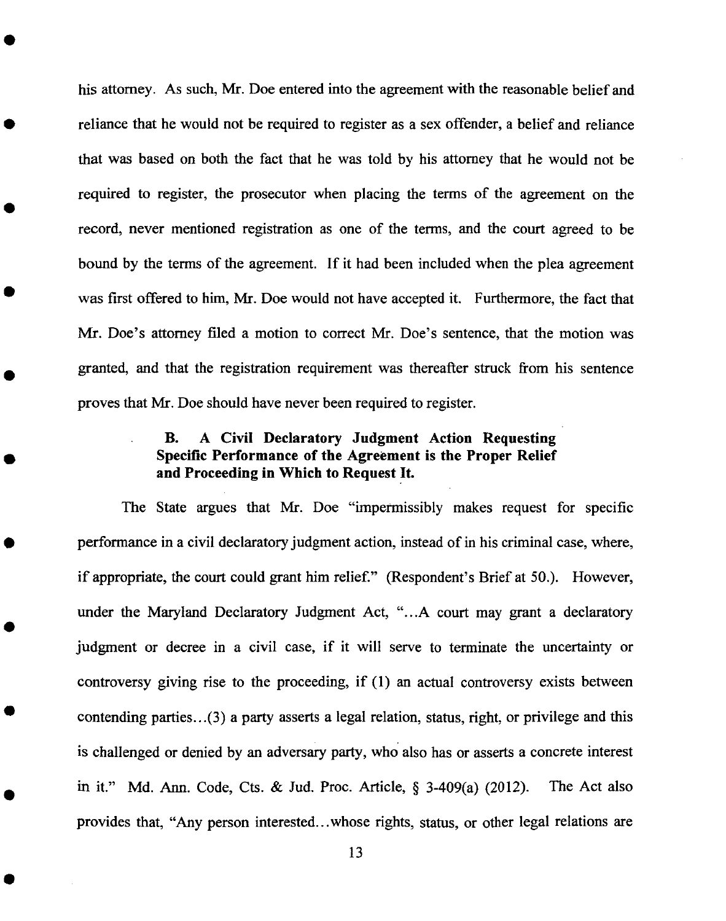his attorney. As such, Mr. Doe entered into the agreement with the reasonable belief and reliance that he would not be required to register as a sex offender, a belief and reliance that was based on both the fact that he was told by his attorney that he would not be required to register, the prosecutor when placing the terms of the agreement on the record, never mentioned registration as one of the terms, and the court agreed to be bound by the terms of the agreement. If it had been included when the plea agreement was first offered to him, Mr. Doe would not have accepted it. Furthermore, the fact that Mr. Doe's attorney filed a motion to correct Mr. Doe's sentence, that the motion was granted, and that the registration requirement was thereafter struck from his sentence proves that Mr. Doe should have never been required to register.

### B. A Civil Declaratory Judgment Action Requesting Specific Performance of the Agreement is the Proper Relief and Proceeding in Which to Request It.

The State argues that Mr. Doe "impermissibly makes request for specific performance in a civil declaratory judgment action, instead of in his criminal case, where, if appropriate, the court could grant him relief." (Respondent's Brief at 50.). However, under the Maryland Declaratory Judgment Act, "...A court may grant a declaratory judgment or decree in a civil case, if it will serve to terminate the uncertainty or controversy giving rise to the proceeding, if (1) an actual controversy exists between contending parties...(3) a party asserts a legal relation, status, right, or privilege and this is challenged or denied by an adversary party, who also has or asserts a concrete interest in it." Md. Ann. Code, Cts. & Jud. Proc. Article, § 3-409(a) (2012). The Act also provides that, "Any person interested...whose rights, status, or other legal relations are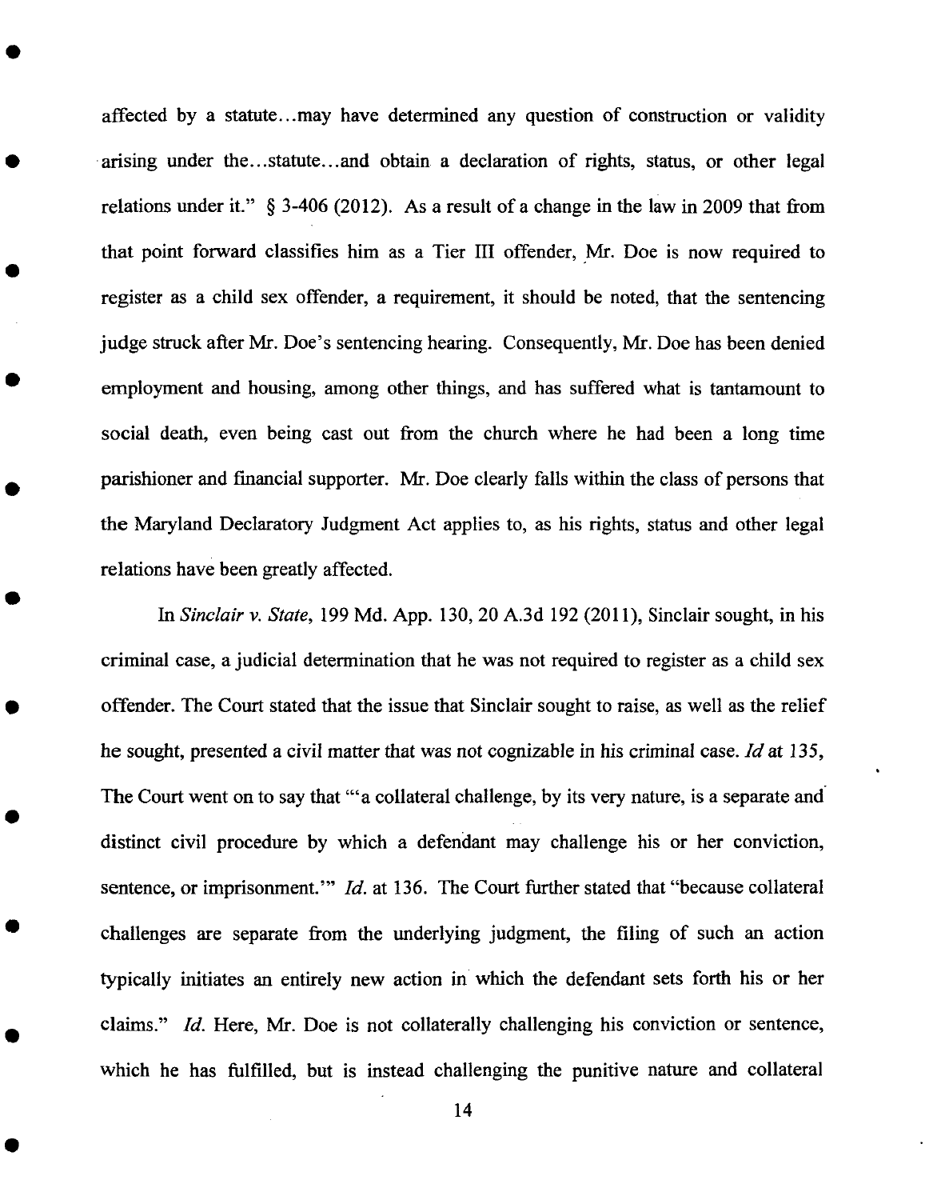affected by a statute...may have determined any question of construction or validity arising under the...statute...and obtain a declaration of rights, status, or other legal relations under it." § 3-406 (2012). As a result of a change in the law in 2009 that from that point forward classifies him as a Tier III offender, Mr. Doe is now required to register as a child sex offender, a requirement, it should be noted, that the sentencing judge struck after Mr. Doe's sentencing hearing. Consequently, Mr. Doe has been denied employment and housing, among other things, and has suffered what is tantamount to social death, even being cast out from the church where he had been a long time parishioner and financial supporter. Mr. Doe clearly falls within the class of persons that the Maryland Declaratory Judgment Act applies to, as his rights, status and other legal relations have been greatly affected.

In *Sinclair v. State*, 199 Md. App. 130, 20 A.3d 192 (2011), Sinclair sought, in his criminal case, a judicial determination that he was not required to register as a child sex offender. The Court stated that the issue that Sinclair sought to raise, as well as the relief he sought, presented a civil matter that was not cognizable in his criminal case. *Id* at 135, The Court went on to say that "'a collateral challenge, by its very nature, is a separate and distinct civil procedure by which a defendant may challenge his or her conviction, sentence, or imprisonment.'" *Id.* at 136. The Court further stated that "because collateral challenges are separate from the underlying judgment, the filing of such an action typically initiates an entirely new action in which the defendant sets forth his or her claims." *Id.* Here, Mr. Doe is not collaterally challenging his conviction or sentence, which he has fulfilled, but is instead challenging the punitive nature and collateral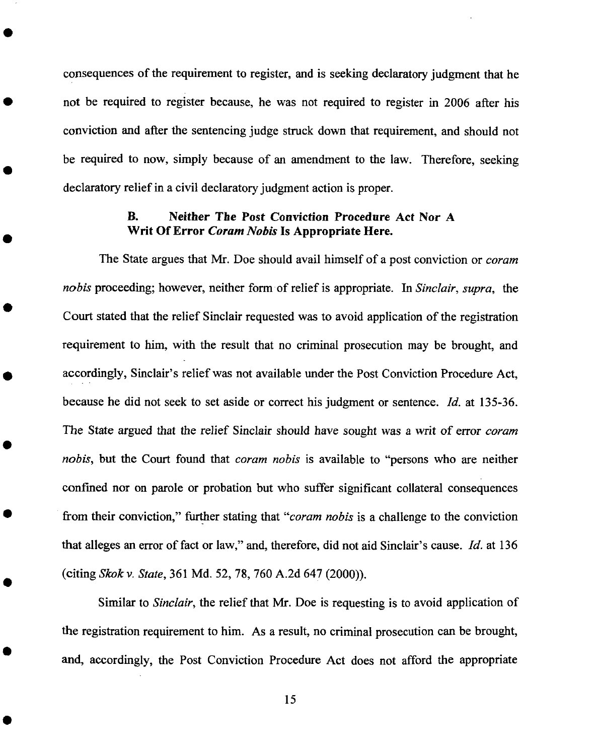consequences of the requirement to register, and is seeking declaratory judgment that he not be required to register because, he was not required to register in 2006 after his conviction and after the sentencing judge struck down that requirement, and should not be required to now, simply because of an amendment to the law. Therefore, seeking declaratory relief in a civil declaratory judgment action is proper.

### B. Neither The Post Conviction Procedure Act Nor A Writ Of Error *Coram Nobis* Is Appropriate Here.

The State argues that Mr. Doe should avail himself of a post conviction or *coram nobis* proceeding; however, neither form of relief is appropriate. In *Sinclair*, *supra*, the Court stated that the relief Sinclair requested was to avoid application of the registration requirement to him, with the result that no criminal prosecution may be brought, and accordingly, Sinclair's relief was not available under the Post Conviction Procedure Act, because he did not seek to set aside or correct his judgment or sentence. *Id.* at 135-36. The State argued that the relief Sinclair should have sought was a writ of error *coram nobis*, but the Court found that *coram nobis* is available to "persons who are neither confined nor on parole or probation but who suffer significant collateral consequences from their conviction," further stating that "*coram nobis* is a challenge to the conviction that alleges an error of fact or law," and, therefore, did not aid Sinclair's cause. *Id.* at 136 (citing *Skok v. State*, 361 Md. 52, 78, 760 A.2d 647 (2000)).

Similar to *Sinclair*, the relief that Mr. Doe is requesting is to avoid application of the registration requirement to him. As a result, no criminal prosecution can be brought, and, accordingly, the Post Conviction Procedure Act does not afford the appropriate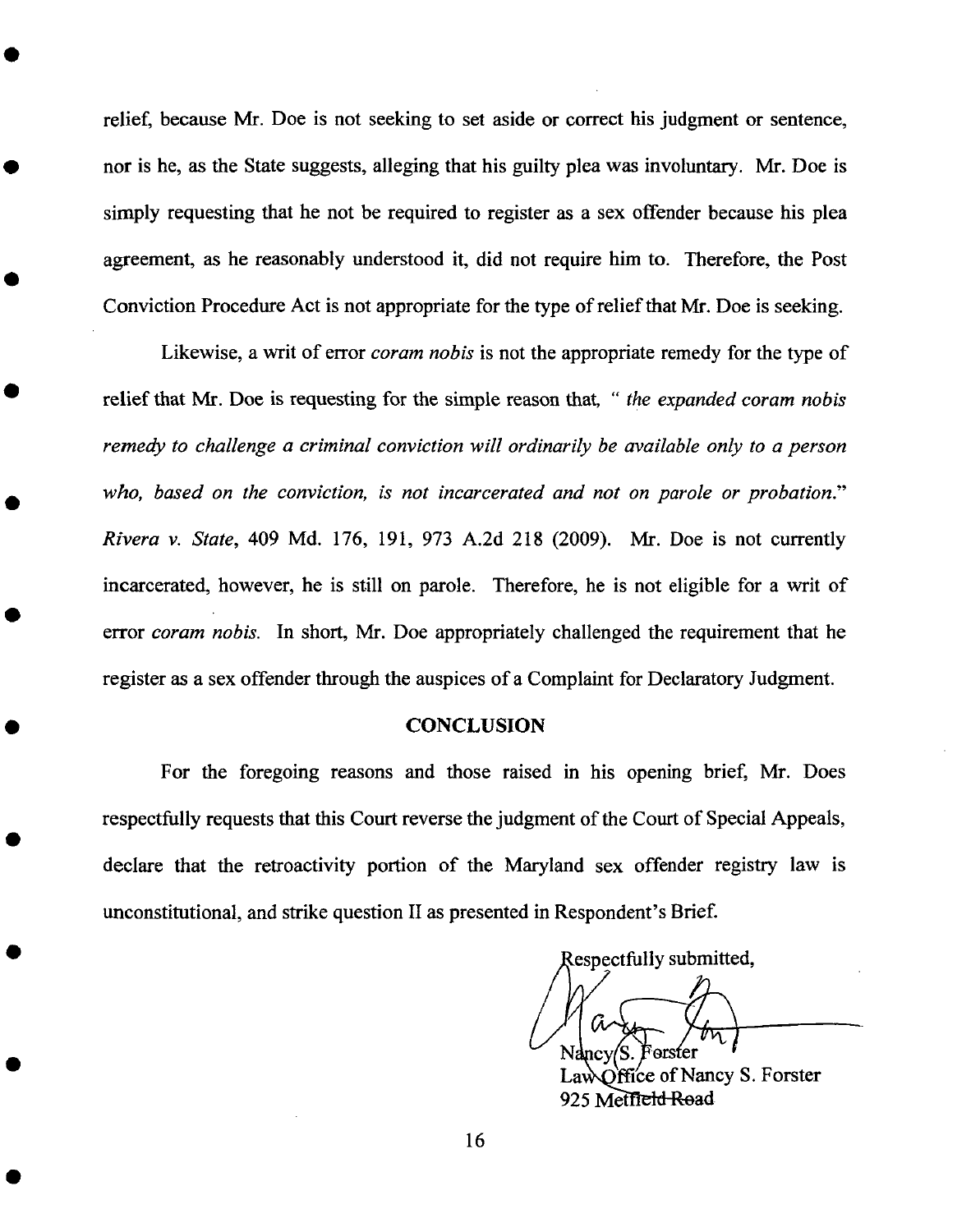relief, because Mr. Doe is not seeking to set aside or correct his judgment or sentence, nor is he, as the State suggests, alleging that his guilty plea was involuntary. Mr. Doe is simply requesting that he not be required to register as a sex offender because his plea agreement, as he reasonably understood it, did not require him to. Therefore, the Post Conviction Procedure Act is not appropriate for the type of relief that Mr. Doe is seeking.

Likewise, a writ of error *coram nobis* is not the appropriate remedy for the type of relief that Mr. Doe is requesting for the simple reason that, " *the expanded coram nobis remedy to challenge a criminal conviction will ordinarily be available only to a person who, based on the conviction, is not incarcerated and not on parole or probation.*" *Rivera v. State*, 409 Md. 176, 191, 973 A.2d 218 (2009). Mr. Doe is not currently incarcerated, however, he is still on parole. Therefore, he is not eligible for a writ of error *coram nobis*. In short, Mr. Doe appropriately challenged the requirement that he register as a sex offender through the auspices of a Complaint for Declaratory Judgment.

## CONCLUSION

For the foregoing reasons and those raised in his opening brief, Mr. Does respectfully requests that this Court reverse the judgment of the Court of Special Appeals, declare that the retroactivity portion of the Maryland sex offender registry law is unconstitutional, and strike question II as presented in Respondent's Brief.

Respectfully submitted,

Nancy S. Forster
Law Office of Nancy S. Forster
925 Metfield Road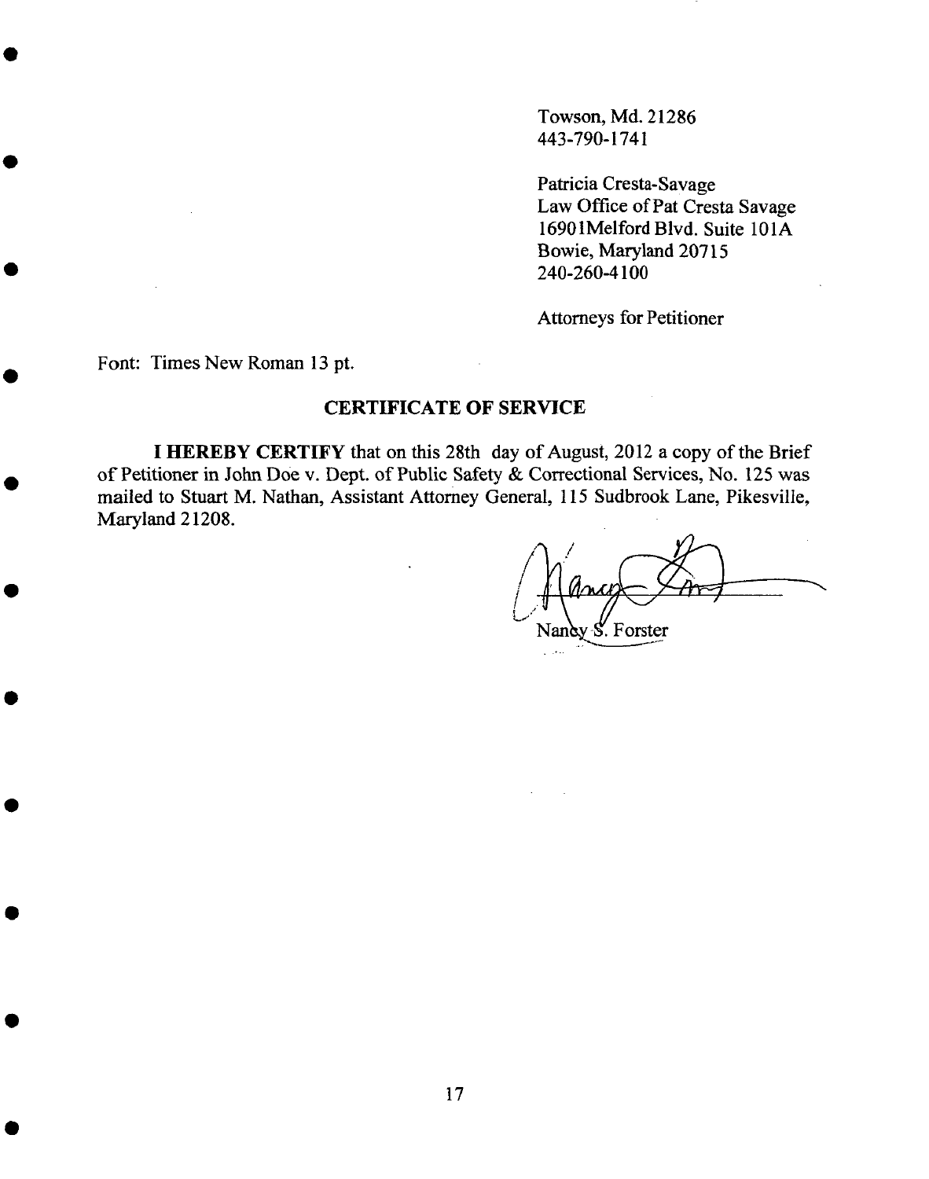Towson, Md. 21286
443-790-1741

Patricia Cresta-Savage
Law Office of Pat Cresta Savage
16901Melford Blvd. Suite 101A
Bowie, Maryland 20715
240-260-4100

Attorneys for Petitioner

Font: Times New Roman 13 pt.

## CERTIFICATE OF SERVICE

**I HEREBY CERTIFY** that on this 28th day of August, 2012 a copy of the Brief of Petitioner in John Doe v. Dept. of Public Safety & Correctional Services, No. 125 was mailed to Stuart M. Nathan, Assistant Attorney General, 115 Sudbrook Lane, Pikesville, Maryland 21208.

Nancy S. Forster